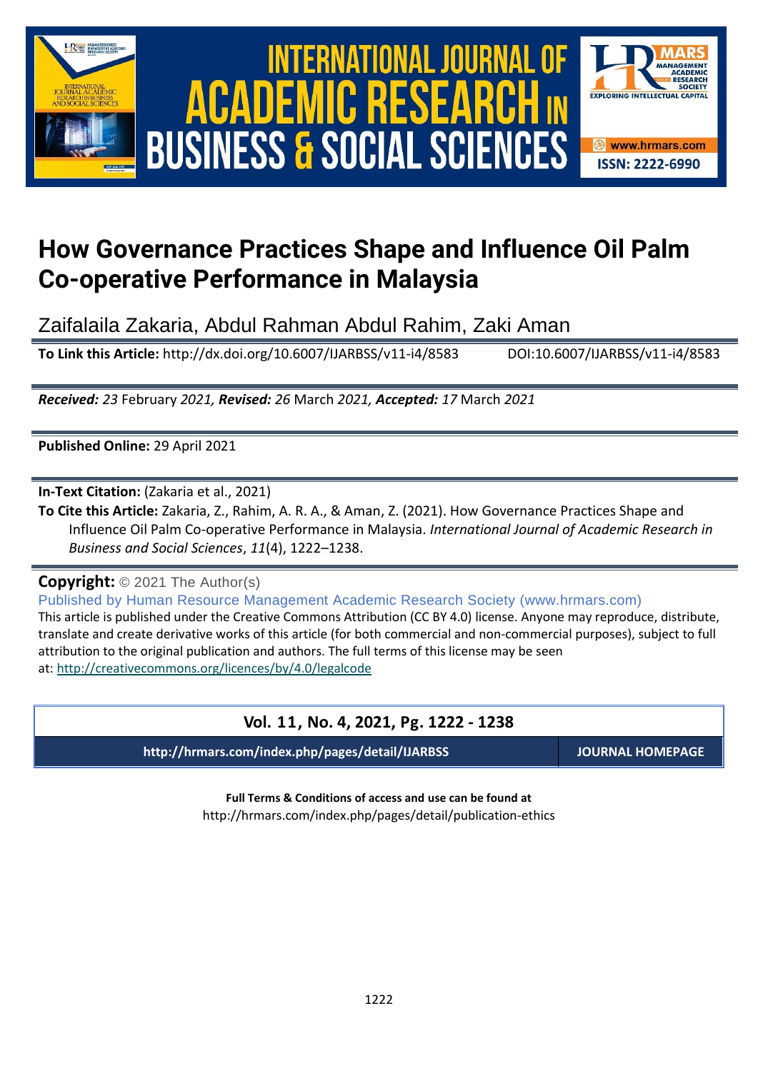# How Governance Practices Shape and Influence Oil Palm Co-operative Performance in Malaysia

Zaifalaila Zakaria, Abdul Rahman Abdul Rahim, Zaki Aman

**To Link this Article:** http://dx.doi.org/10.6007/IJARBSS/v11-i4/8583 DOI:10.6007/IJARBSS/v11-i4/8583

***Received:** 23* February *2021, **Revised:** 26* March *2021, **Accepted:** 17* March *2021*

**Published Online:** 29 April 2021

**In-Text Citation:** (Zakaria et al., 2021)

**To Cite this Article:** Zakaria, Z., Rahim, A. R. A., & Aman, Z. (2021). How Governance Practices Shape and Influence Oil Palm Co-operative Performance in Malaysia. *International Journal of Academic Research in Business and Social Sciences*, *11*(4), 1222–1238.

**Copyright:** © 2021 The Author(s)

Published by Human Resource Management Academic Research Society (www.hrmars.com)

This article is published under the Creative Commons Attribution (CC BY 4.0) license. Anyone may reproduce, distribute, translate and create derivative works of this article (for both commercial and non-commercial purposes), subject to full attribution to the original publication and authors. The full terms of this license may be seen at: http://creativecommons.org/licences/by/4.0/legalcode

**Vol. 11, No. 4, 2021, Pg. 1222 - 1238**

**http://hrmars.com/index.php/pages/detail/IJARBSS** **JOURNAL HOMEPAGE**

**Full Terms & Conditions of access and use can be found at**

http://hrmars.com/index.php/pages/detail/publication-ethics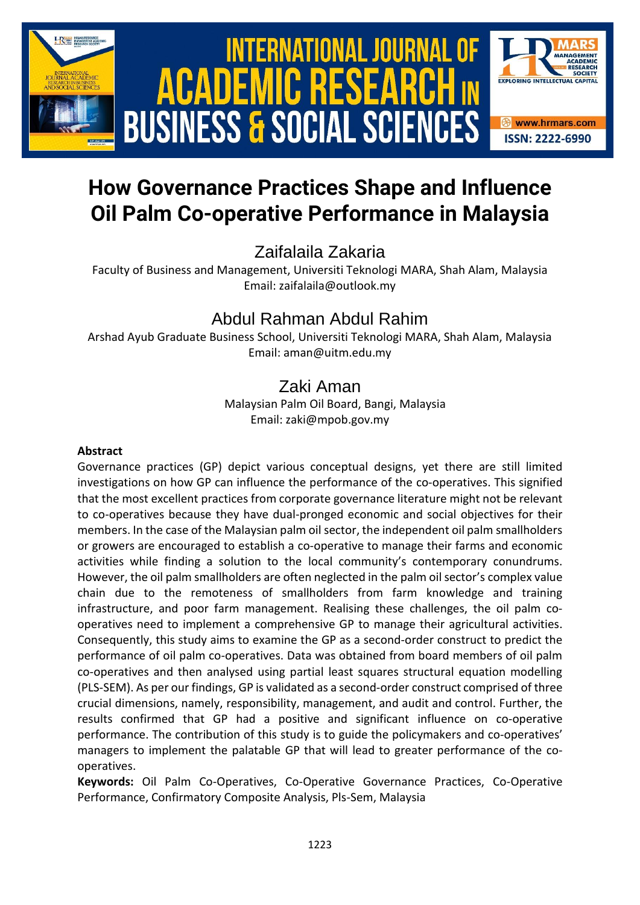# How Governance Practices Shape and Influence Oil Palm Co-operative Performance in Malaysia

## Zaifalaila Zakaria

Faculty of Business and Management, Universiti Teknologi MARA, Shah Alam, Malaysia
Email: zaifalaila@outlook.my

## Abdul Rahman Abdul Rahim

Arshad Ayub Graduate Business School, Universiti Teknologi MARA, Shah Alam, Malaysia
Email: aman@uitm.edu.my

## Zaki Aman

Malaysian Palm Oil Board, Bangi, Malaysia
Email: zaki@mpob.gov.my

### Abstract

Governance practices (GP) depict various conceptual designs, yet there are still limited investigations on how GP can influence the performance of the co-operatives. This signified that the most excellent practices from corporate governance literature might not be relevant to co-operatives because they have dual-pronged economic and social objectives for their members. In the case of the Malaysian palm oil sector, the independent oil palm smallholders or growers are encouraged to establish a co-operative to manage their farms and economic activities while finding a solution to the local community's contemporary conundrums. However, the oil palm smallholders are often neglected in the palm oil sector's complex value chain due to the remoteness of smallholders from farm knowledge and training infrastructure, and poor farm management. Realising these challenges, the oil palm co-operatives need to implement a comprehensive GP to manage their agricultural activities. Consequently, this study aims to examine the GP as a second-order construct to predict the performance of oil palm co-operatives. Data was obtained from board members of oil palm co-operatives and then analysed using partial least squares structural equation modelling (PLS-SEM). As per our findings, GP is validated as a second-order construct comprised of three crucial dimensions, namely, responsibility, management, and audit and control. Further, the results confirmed that GP had a positive and significant influence on co-operative performance. The contribution of this study is to guide the policymakers and co-operatives' managers to implement the palatable GP that will lead to greater performance of the co-operatives.

**Keywords:** Oil Palm Co-Operatives, Co-Operative Governance Practices, Co-Operative Performance, Confirmatory Composite Analysis, Pls-Sem, Malaysia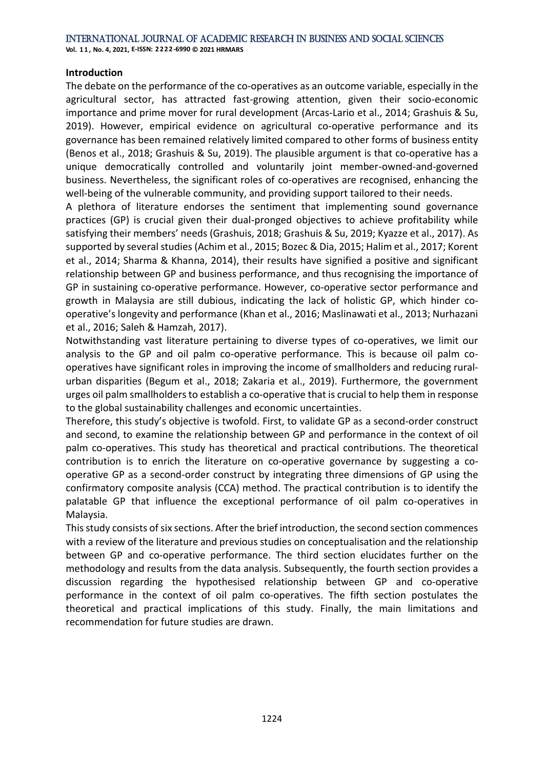## Introduction

The debate on the performance of the co-operatives as an outcome variable, especially in the agricultural sector, has attracted fast-growing attention, given their socio-economic importance and prime mover for rural development (Arcas-Lario et al., 2014; Grashuis & Su, 2019). However, empirical evidence on agricultural co-operative performance and its governance has been remained relatively limited compared to other forms of business entity (Benos et al., 2018; Grashuis & Su, 2019). The plausible argument is that co-operative has a unique democratically controlled and voluntarily joint member-owned-and-governed business. Nevertheless, the significant roles of co-operatives are recognised, enhancing the well-being of the vulnerable community, and providing support tailored to their needs.

A plethora of literature endorses the sentiment that implementing sound governance practices (GP) is crucial given their dual-pronged objectives to achieve profitability while satisfying their members' needs (Grashuis, 2018; Grashuis & Su, 2019; Kyazze et al., 2017). As supported by several studies (Achim et al., 2015; Bozec & Dia, 2015; Halim et al., 2017; Korent et al., 2014; Sharma & Khanna, 2014), their results have signified a positive and significant relationship between GP and business performance, and thus recognising the importance of GP in sustaining co-operative performance. However, co-operative sector performance and growth in Malaysia are still dubious, indicating the lack of holistic GP, which hinder co-operative's longevity and performance (Khan et al., 2016; Maslinawati et al., 2013; Nurhazani et al., 2016; Saleh & Hamzah, 2017).

Notwithstanding vast literature pertaining to diverse types of co-operatives, we limit our analysis to the GP and oil palm co-operative performance. This is because oil palm co-operatives have significant roles in improving the income of smallholders and reducing rural-urban disparities (Begum et al., 2018; Zakaria et al., 2019). Furthermore, the government urges oil palm smallholders to establish a co-operative that is crucial to help them in response to the global sustainability challenges and economic uncertainties.

Therefore, this study's objective is twofold. First, to validate GP as a second-order construct and second, to examine the relationship between GP and performance in the context of oil palm co-operatives. This study has theoretical and practical contributions. The theoretical contribution is to enrich the literature on co-operative governance by suggesting a co-operative GP as a second-order construct by integrating three dimensions of GP using the confirmatory composite analysis (CCA) method. The practical contribution is to identify the palatable GP that influence the exceptional performance of oil palm co-operatives in Malaysia.

This study consists of six sections. After the brief introduction, the second section commences with a review of the literature and previous studies on conceptualisation and the relationship between GP and co-operative performance. The third section elucidates further on the methodology and results from the data analysis. Subsequently, the fourth section provides a discussion regarding the hypothesised relationship between GP and co-operative performance in the context of oil palm co-operatives. The fifth section postulates the theoretical and practical implications of this study. Finally, the main limitations and recommendation for future studies are drawn.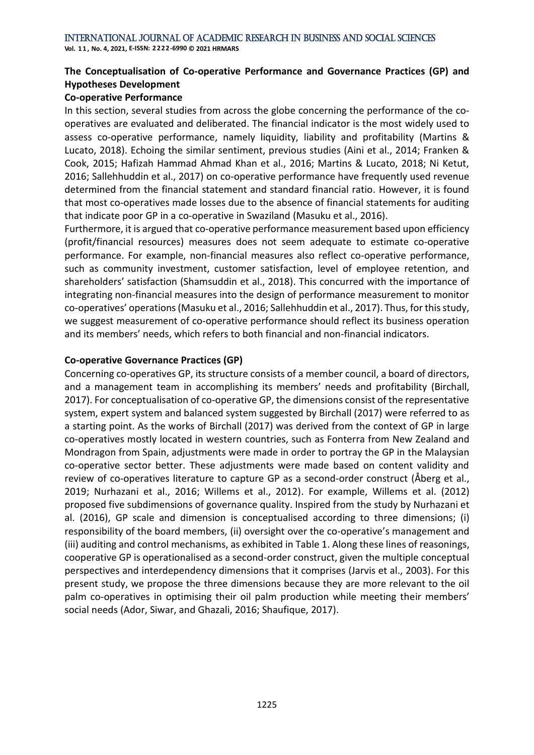## The Conceptualisation of Co-operative Performance and Governance Practices (GP) and Hypotheses Development

### Co-operative Performance

In this section, several studies from across the globe concerning the performance of the co-operatives are evaluated and deliberated. The financial indicator is the most widely used to assess co-operative performance, namely liquidity, liability and profitability (Martins & Lucato, 2018). Echoing the similar sentiment, previous studies (Aini et al., 2014; Franken & Cook, 2015; Hafizah Hammad Ahmad Khan et al., 2016; Martins & Lucato, 2018; Ni Ketut, 2016; Sallehhuddin et al., 2017) on co-operative performance have frequently used revenue determined from the financial statement and standard financial ratio. However, it is found that most co-operatives made losses due to the absence of financial statements for auditing that indicate poor GP in a co-operative in Swaziland (Masuku et al., 2016).

Furthermore, it is argued that co-operative performance measurement based upon efficiency (profit/financial resources) measures does not seem adequate to estimate co-operative performance. For example, non-financial measures also reflect co-operative performance, such as community investment, customer satisfaction, level of employee retention, and shareholders' satisfaction (Shamsuddin et al., 2018). This concurred with the importance of integrating non-financial measures into the design of performance measurement to monitor co-operatives' operations (Masuku et al., 2016; Sallehhuddin et al., 2017). Thus, for this study, we suggest measurement of co-operative performance should reflect its business operation and its members' needs, which refers to both financial and non-financial indicators.

### Co-operative Governance Practices (GP)

Concerning co-operatives GP, its structure consists of a member council, a board of directors, and a management team in accomplishing its members' needs and profitability (Birchall, 2017). For conceptualisation of co-operative GP, the dimensions consist of the representative system, expert system and balanced system suggested by Birchall (2017) were referred to as a starting point. As the works of Birchall (2017) was derived from the context of GP in large co-operatives mostly located in western countries, such as Fonterra from New Zealand and Mondragon from Spain, adjustments were made in order to portray the GP in the Malaysian co-operative sector better. These adjustments were made based on content validity and review of co-operatives literature to capture GP as a second-order construct (Åberg et al., 2019; Nurhazani et al., 2016; Willems et al., 2012). For example, Willems et al. (2012) proposed five subdimensions of governance quality. Inspired from the study by Nurhazani et al. (2016), GP scale and dimension is conceptualised according to three dimensions; (i) responsibility of the board members, (ii) oversight over the co-operative's management and (iii) auditing and control mechanisms, as exhibited in Table 1. Along these lines of reasonings, cooperative GP is operationalised as a second-order construct, given the multiple conceptual perspectives and interdependency dimensions that it comprises (Jarvis et al., 2003). For this present study, we propose the three dimensions because they are more relevant to the oil palm co-operatives in optimising their oil palm production while meeting their members' social needs (Ador, Siwar, and Ghazali, 2016; Shaufique, 2017).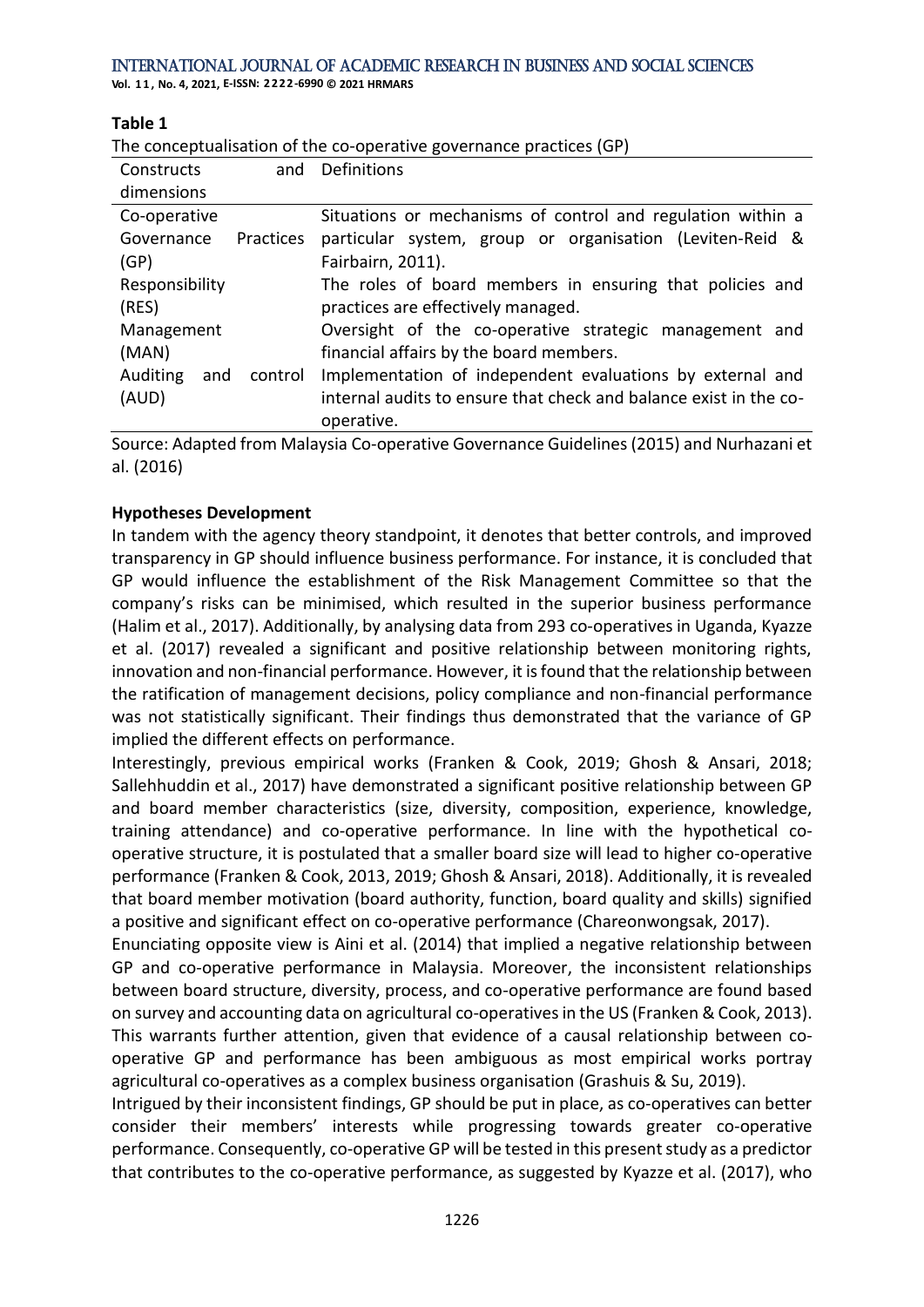**Table 1**

The conceptualisation of the co-operative governance practices (GP)

| Constructs and dimensions | Definitions |
|---|---|
| Co-operative Governance Practices (GP) | Situations or mechanisms of control and regulation within a particular system, group or organisation (Leviten-Reid & Fairbairn, 2011). |
| Responsibility (RES) | The roles of board members in ensuring that policies and practices are effectively managed. |
| Management (MAN) | Oversight of the co-operative strategic management and financial affairs by the board members. |
| Auditing and control (AUD) | Implementation of independent evaluations by external and internal audits to ensure that check and balance exist in the co-operative. |

Source: Adapted from Malaysia Co-operative Governance Guidelines (2015) and Nurhazani et al. (2016)

**Hypotheses Development**

In tandem with the agency theory standpoint, it denotes that better controls, and improved transparency in GP should influence business performance. For instance, it is concluded that GP would influence the establishment of the Risk Management Committee so that the company's risks can be minimised, which resulted in the superior business performance (Halim et al., 2017). Additionally, by analysing data from 293 co-operatives in Uganda, Kyazze et al. (2017) revealed a significant and positive relationship between monitoring rights, innovation and non-financial performance. However, it is found that the relationship between the ratification of management decisions, policy compliance and non-financial performance was not statistically significant. Their findings thus demonstrated that the variance of GP implied the different effects on performance.

Interestingly, previous empirical works (Franken & Cook, 2019; Ghosh & Ansari, 2018; Sallehhuddin et al., 2017) have demonstrated a significant positive relationship between GP and board member characteristics (size, diversity, composition, experience, knowledge, training attendance) and co-operative performance. In line with the hypothetical co-operative structure, it is postulated that a smaller board size will lead to higher co-operative performance (Franken & Cook, 2013, 2019; Ghosh & Ansari, 2018). Additionally, it is revealed that board member motivation (board authority, function, board quality and skills) signified a positive and significant effect on co-operative performance (Chareonwongsak, 2017).

Enunciating opposite view is Aini et al. (2014) that implied a negative relationship between GP and co-operative performance in Malaysia. Moreover, the inconsistent relationships between board structure, diversity, process, and co-operative performance are found based on survey and accounting data on agricultural co-operatives in the US (Franken & Cook, 2013). This warrants further attention, given that evidence of a causal relationship between co-operative GP and performance has been ambiguous as most empirical works portray agricultural co-operatives as a complex business organisation (Grashuis & Su, 2019).

Intrigued by their inconsistent findings, GP should be put in place, as co-operatives can better consider their members' interests while progressing towards greater co-operative performance. Consequently, co-operative GP will be tested in this present study as a predictor that contributes to the co-operative performance, as suggested by Kyazze et al. (2017), who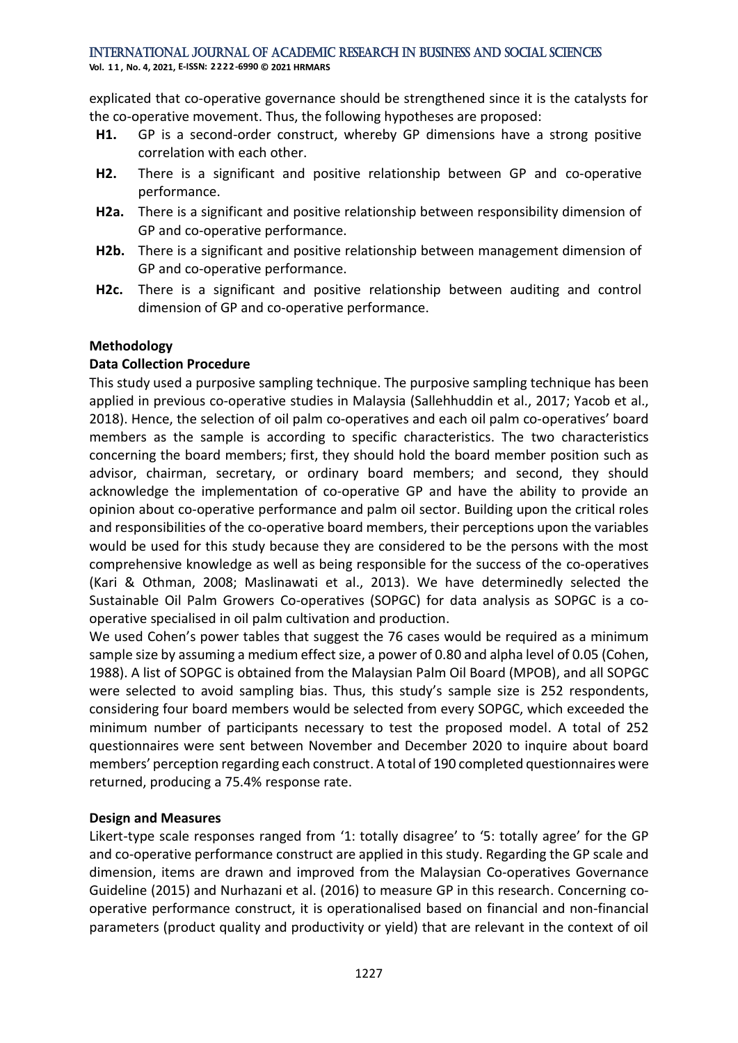explicated that co-operative governance should be strengthened since it is the catalysts for the co-operative movement. Thus, the following hypotheses are proposed:

- **H1.** GP is a second-order construct, whereby GP dimensions have a strong positive correlation with each other.
- **H2.** There is a significant and positive relationship between GP and co-operative performance.
- **H2a.** There is a significant and positive relationship between responsibility dimension of GP and co-operative performance.
- **H2b.** There is a significant and positive relationship between management dimension of GP and co-operative performance.
- **H2c.** There is a significant and positive relationship between auditing and control dimension of GP and co-operative performance.

## Methodology

### Data Collection Procedure

This study used a purposive sampling technique. The purposive sampling technique has been applied in previous co-operative studies in Malaysia (Sallehhuddin et al., 2017; Yacob et al., 2018). Hence, the selection of oil palm co-operatives and each oil palm co-operatives' board members as the sample is according to specific characteristics. The two characteristics concerning the board members; first, they should hold the board member position such as advisor, chairman, secretary, or ordinary board members; and second, they should acknowledge the implementation of co-operative GP and have the ability to provide an opinion about co-operative performance and palm oil sector. Building upon the critical roles and responsibilities of the co-operative board members, their perceptions upon the variables would be used for this study because they are considered to be the persons with the most comprehensive knowledge as well as being responsible for the success of the co-operatives (Kari & Othman, 2008; Maslinawati et al., 2013). We have determinedly selected the Sustainable Oil Palm Growers Co-operatives (SOPGC) for data analysis as SOPGC is a co-operative specialised in oil palm cultivation and production.

We used Cohen's power tables that suggest the 76 cases would be required as a minimum sample size by assuming a medium effect size, a power of 0.80 and alpha level of 0.05 (Cohen, 1988). A list of SOPGC is obtained from the Malaysian Palm Oil Board (MPOB), and all SOPGC were selected to avoid sampling bias. Thus, this study's sample size is 252 respondents, considering four board members would be selected from every SOPGC, which exceeded the minimum number of participants necessary to test the proposed model. A total of 252 questionnaires were sent between November and December 2020 to inquire about board members' perception regarding each construct. A total of 190 completed questionnaires were returned, producing a 75.4% response rate.

### Design and Measures

Likert-type scale responses ranged from '1: totally disagree' to '5: totally agree' for the GP and co-operative performance construct are applied in this study. Regarding the GP scale and dimension, items are drawn and improved from the Malaysian Co-operatives Governance Guideline (2015) and Nurhazani et al. (2016) to measure GP in this research. Concerning co-operative performance construct, it is operationalised based on financial and non-financial parameters (product quality and productivity or yield) that are relevant in the context of oil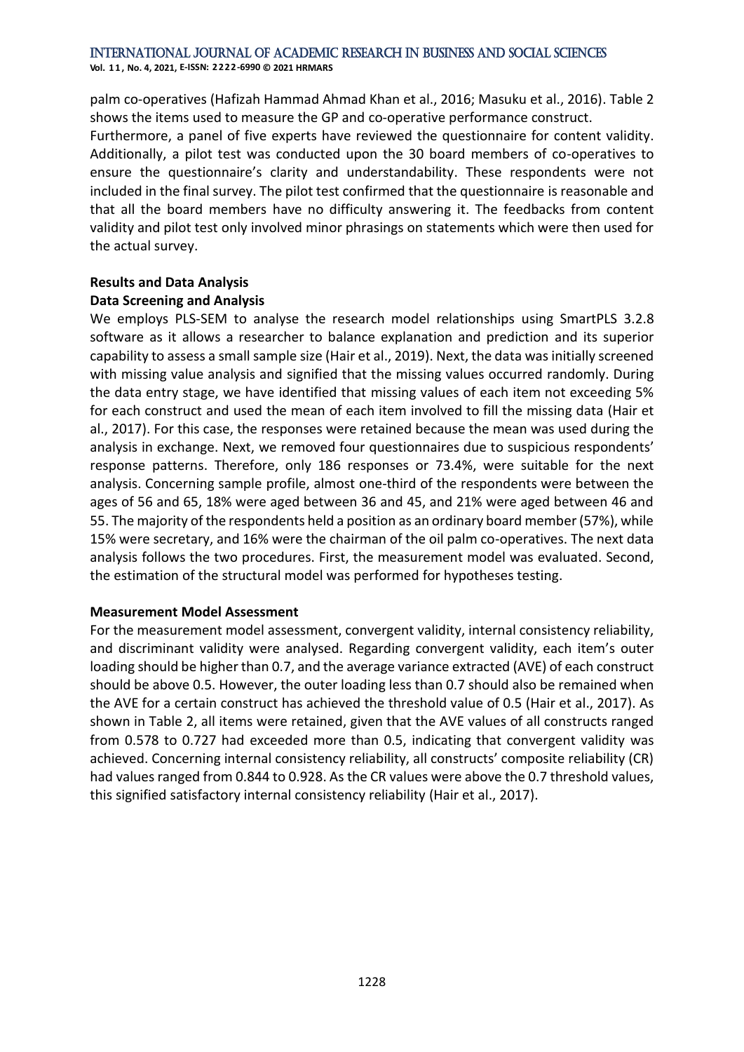palm co-operatives (Hafizah Hammad Ahmad Khan et al., 2016; Masuku et al., 2016). Table 2 shows the items used to measure the GP and co-operative performance construct.

Furthermore, a panel of five experts have reviewed the questionnaire for content validity. Additionally, a pilot test was conducted upon the 30 board members of co-operatives to ensure the questionnaire's clarity and understandability. These respondents were not included in the final survey. The pilot test confirmed that the questionnaire is reasonable and that all the board members have no difficulty answering it. The feedbacks from content validity and pilot test only involved minor phrasings on statements which were then used for the actual survey.

## Results and Data Analysis

### Data Screening and Analysis

We employs PLS-SEM to analyse the research model relationships using SmartPLS 3.2.8 software as it allows a researcher to balance explanation and prediction and its superior capability to assess a small sample size (Hair et al., 2019). Next, the data was initially screened with missing value analysis and signified that the missing values occurred randomly. During the data entry stage, we have identified that missing values of each item not exceeding 5% for each construct and used the mean of each item involved to fill the missing data (Hair et al., 2017). For this case, the responses were retained because the mean was used during the analysis in exchange. Next, we removed four questionnaires due to suspicious respondents' response patterns. Therefore, only 186 responses or 73.4%, were suitable for the next analysis. Concerning sample profile, almost one-third of the respondents were between the ages of 56 and 65, 18% were aged between 36 and 45, and 21% were aged between 46 and 55. The majority of the respondents held a position as an ordinary board member (57%), while 15% were secretary, and 16% were the chairman of the oil palm co-operatives. The next data analysis follows the two procedures. First, the measurement model was evaluated. Second, the estimation of the structural model was performed for hypotheses testing.

### Measurement Model Assessment

For the measurement model assessment, convergent validity, internal consistency reliability, and discriminant validity were analysed. Regarding convergent validity, each item's outer loading should be higher than 0.7, and the average variance extracted (AVE) of each construct should be above 0.5. However, the outer loading less than 0.7 should also be remained when the AVE for a certain construct has achieved the threshold value of 0.5 (Hair et al., 2017). As shown in Table 2, all items were retained, given that the AVE values of all constructs ranged from 0.578 to 0.727 had exceeded more than 0.5, indicating that convergent validity was achieved. Concerning internal consistency reliability, all constructs' composite reliability (CR) had values ranged from 0.844 to 0.928. As the CR values were above the 0.7 threshold values, this signified satisfactory internal consistency reliability (Hair et al., 2017).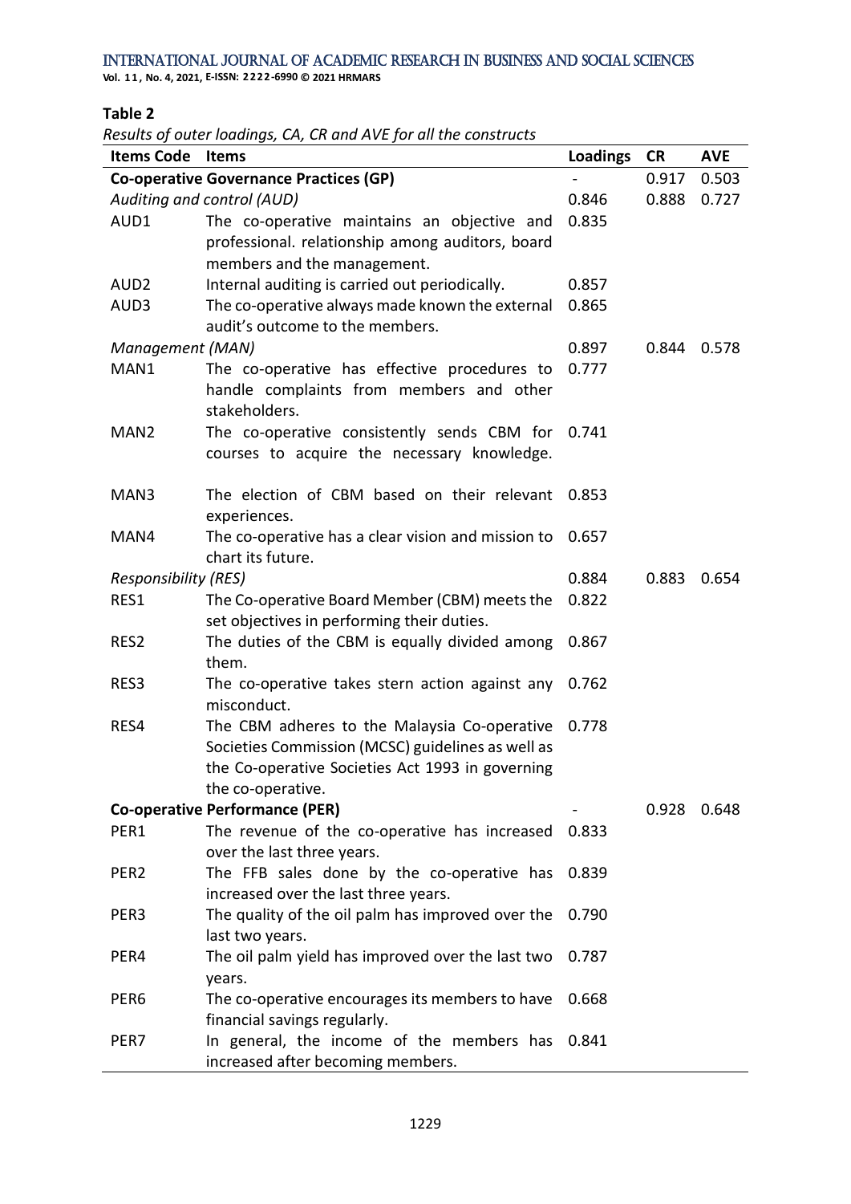**Table 2**

*Results of outer loadings, CA, CR and AVE for all the constructs*

| Items Code | Items | Loadings | CR | AVE |
|---|---|---|---|---|
| **Co-operative Governance Practices (GP)** | | - | 0.917 | 0.503 |
| *Auditing and control (AUD)* | | 0.846 | 0.888 | 0.727 |
| AUD1 | The co-operative maintains an objective and professional. relationship among auditors, board members and the management. | 0.835 | | |
| AUD2 | Internal auditing is carried out periodically. | 0.857 | | |
| AUD3 | The co-operative always made known the external audit's outcome to the members. | 0.865 | | |
| *Management (MAN)* | | 0.897 | 0.844 | 0.578 |
| MAN1 | The co-operative has effective procedures to handle complaints from members and other stakeholders. | 0.777 | | |
| MAN2 | The co-operative consistently sends CBM for courses to acquire the necessary knowledge. | 0.741 | | |
| MAN3 | The election of CBM based on their relevant experiences. | 0.853 | | |
| MAN4 | The co-operative has a clear vision and mission to chart its future. | 0.657 | | |
| *Responsibility (RES)* | | 0.884 | 0.883 | 0.654 |
| RES1 | The Co-operative Board Member (CBM) meets the set objectives in performing their duties. | 0.822 | | |
| RES2 | The duties of the CBM is equally divided among them. | 0.867 | | |
| RES3 | The co-operative takes stern action against any misconduct. | 0.762 | | |
| RES4 | The CBM adheres to the Malaysia Co-operative Societies Commission (MCSC) guidelines as well as the Co-operative Societies Act 1993 in governing the co-operative. | 0.778 | | |
| **Co-operative Performance (PER)** | | - | 0.928 | 0.648 |
| PER1 | The revenue of the co-operative has increased over the last three years. | 0.833 | | |
| PER2 | The FFB sales done by the co-operative has increased over the last three years. | 0.839 | | |
| PER3 | The quality of the oil palm has improved over the last two years. | 0.790 | | |
| PER4 | The oil palm yield has improved over the last two years. | 0.787 | | |
| PER6 | The co-operative encourages its members to have financial savings regularly. | 0.668 | | |
| PER7 | In general, the income of the members has increased after becoming members. | 0.841 | | |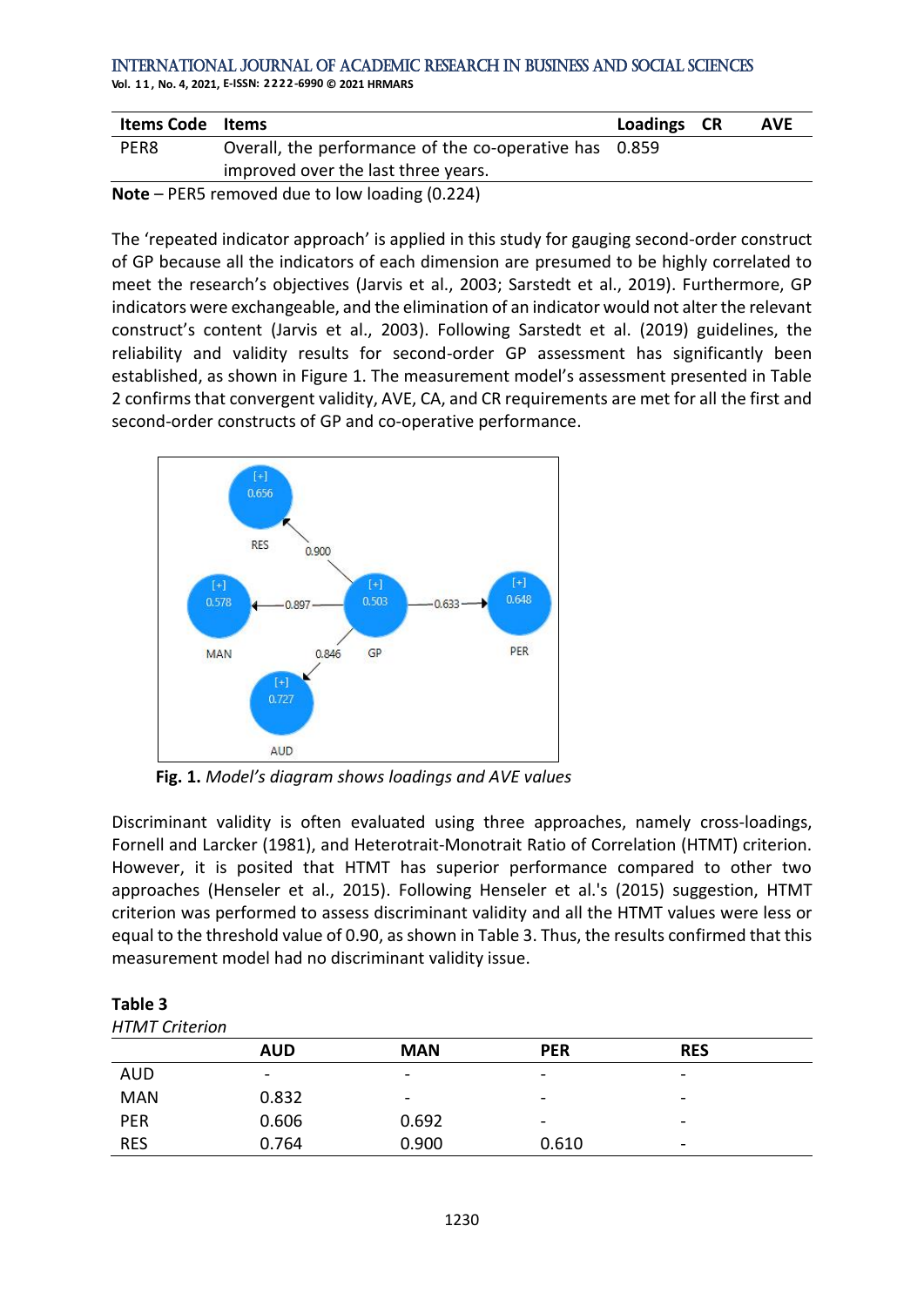| Items Code | Items | Loadings | CR | AVE |
|---|---|---|---|---|
| PER8 | Overall, the performance of the co-operative has improved over the last three years. | 0.859 | | |

**Note** – PER5 removed due to low loading (0.224)

The 'repeated indicator approach' is applied in this study for gauging second-order construct of GP because all the indicators of each dimension are presumed to be highly correlated to meet the research's objectives (Jarvis et al., 2003; Sarstedt et al., 2019). Furthermore, GP indicators were exchangeable, and the elimination of an indicator would not alter the relevant construct's content (Jarvis et al., 2003). Following Sarstedt et al. (2019) guidelines, the reliability and validity results for second-order GP assessment has significantly been established, as shown in Figure 1. The measurement model's assessment presented in Table 2 confirms that convergent validity, AVE, CA, and CR requirements are met for all the first and second-order constructs of GP and co-operative performance.

**Fig. 1.** *Model's diagram shows loadings and AVE values*

Discriminant validity is often evaluated using three approaches, namely cross-loadings, Fornell and Larcker (1981), and Heterotrait-Monotrait Ratio of Correlation (HTMT) criterion. However, it is posited that HTMT has superior performance compared to other two approaches (Henseler et al., 2015). Following Henseler et al.'s (2015) suggestion, HTMT criterion was performed to assess discriminant validity and all the HTMT values were less or equal to the threshold value of 0.90, as shown in Table 3. Thus, the results confirmed that this measurement model had no discriminant validity issue.

**Table 3**
*HTMT Criterion*

| | AUD | MAN | PER | RES |
|---|---|---|---|---|
| AUD | - | - | - | - |
| MAN | 0.832 | - | - | - |
| PER | 0.606 | 0.692 | - | - |
| RES | 0.764 | 0.900 | 0.610 | - |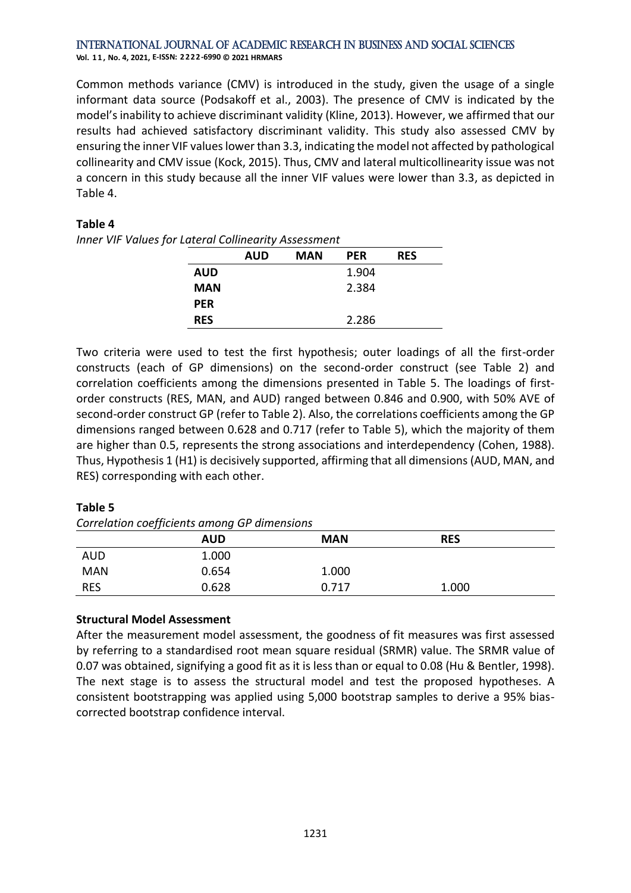Common methods variance (CMV) is introduced in the study, given the usage of a single informant data source (Podsakoff et al., 2003). The presence of CMV is indicated by the model's inability to achieve discriminant validity (Kline, 2013). However, we affirmed that our results had achieved satisfactory discriminant validity. This study also assessed CMV by ensuring the inner VIF values lower than 3.3, indicating the model not affected by pathological collinearity and CMV issue (Kock, 2015). Thus, CMV and lateral multicollinearity issue was not a concern in this study because all the inner VIF values were lower than 3.3, as depicted in Table 4.

**Table 4**

*Inner VIF Values for Lateral Collinearity Assessment*

| | AUD | MAN | PER | RES |
|---|---|---|---|---|
| **AUD** | | | 1.904 | |
| **MAN** | | | 2.384 | |
| **PER** | | | | |
| **RES** | | | 2.286 | |

Two criteria were used to test the first hypothesis; outer loadings of all the first-order constructs (each of GP dimensions) on the second-order construct (see Table 2) and correlation coefficients among the dimensions presented in Table 5. The loadings of first-order constructs (RES, MAN, and AUD) ranged between 0.846 and 0.900, with 50% AVE of second-order construct GP (refer to Table 2). Also, the correlations coefficients among the GP dimensions ranged between 0.628 and 0.717 (refer to Table 5), which the majority of them are higher than 0.5, represents the strong associations and interdependency (Cohen, 1988). Thus, Hypothesis 1 (H1) is decisively supported, affirming that all dimensions (AUD, MAN, and RES) corresponding with each other.

**Table 5**

*Correlation coefficients among GP dimensions*

| | AUD | MAN | RES |
|---|---|---|---|
| AUD | 1.000 | | |
| MAN | 0.654 | 1.000 | |
| RES | 0.628 | 0.717 | 1.000 |

**Structural Model Assessment**

After the measurement model assessment, the goodness of fit measures was first assessed by referring to a standardised root mean square residual (SRMR) value. The SRMR value of 0.07 was obtained, signifying a good fit as it is less than or equal to 0.08 (Hu & Bentler, 1998). The next stage is to assess the structural model and test the proposed hypotheses. A consistent bootstrapping was applied using 5,000 bootstrap samples to derive a 95% bias-corrected bootstrap confidence interval.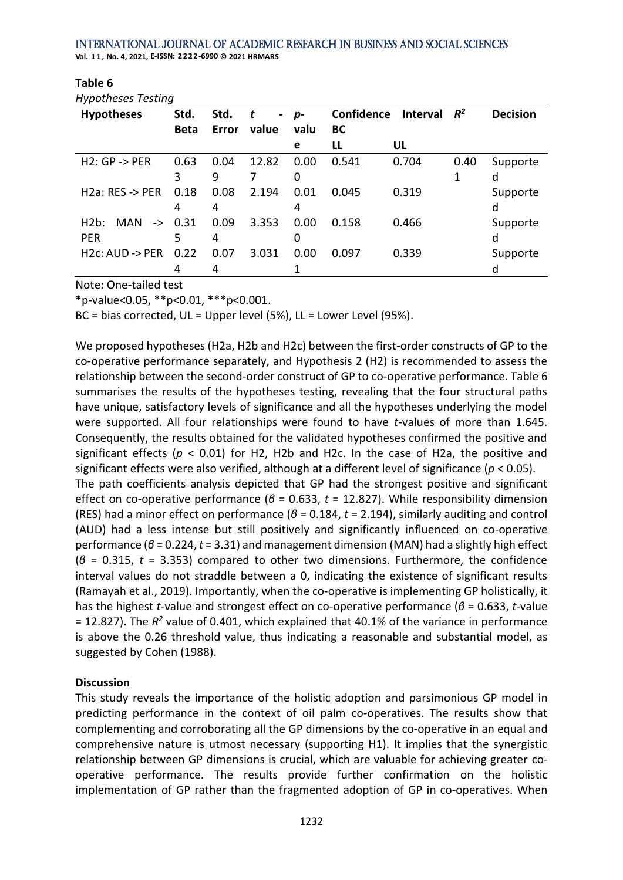**Table 6**

*Hypotheses Testing*

| Hypotheses | Std. Beta | Std. Error | *t* - value | *p*-value | Confidence Interval BC | | $R^2$ | Decision |
|---|---|---|---|---|---|---|---|---|
| | | | | | LL | UL | | |
| H2: GP -> PER | 0.633 | 0.049 | 12.827 | 0.000 | 0.541 | 0.704 | 0.401 | Supported |
| H2a: RES -> PER | 0.184 | 0.084 | 2.194 | 0.014 | 0.045 | 0.319 | | Supported |
| H2b: MAN -> PER | 0.315 | 0.094 | 3.353 | 0.000 | 0.158 | 0.466 | | Supported |
| H2c: AUD -> PER | 0.224 | 0.074 | 3.031 | 0.001 | 0.097 | 0.339 | | Supported |

Note: One-tailed test

*p-value<0.05, **p<0.01, ***p<0.001.

BC = bias corrected, UL = Upper level (5%), LL = Lower Level (95%).

We proposed hypotheses (H2a, H2b and H2c) between the first-order constructs of GP to the co-operative performance separately, and Hypothesis 2 (H2) is recommended to assess the relationship between the second-order construct of GP to co-operative performance. Table 6 summarises the results of the hypotheses testing, revealing that the four structural paths have unique, satisfactory levels of significance and all the hypotheses underlying the model were supported. All four relationships were found to have *t*-values of more than 1.645. Consequently, the results obtained for the validated hypotheses confirmed the positive and significant effects ($p < 0.01$) for H2, H2b and H2c. In the case of H2a, the positive and significant effects were also verified, although at a different level of significance ($p < 0.05$).

The path coefficients analysis depicted that GP had the strongest positive and significant effect on co-operative performance ($\beta = 0.633$, $t = 12.827$). While responsibility dimension (RES) had a minor effect on performance ($\beta = 0.184$, $t = 2.194$), similarly auditing and control (AUD) had a less intense but still positively and significantly influenced on co-operative performance ($\beta = 0.224$, $t = 3.31$) and management dimension (MAN) had a slightly high effect ($\beta = 0.315$, $t = 3.353$) compared to other two dimensions. Furthermore, the confidence interval values do not straddle between a 0, indicating the existence of significant results (Ramayah et al., 2019). Importantly, when the co-operative is implementing GP holistically, it has the highest *t*-value and strongest effect on co-operative performance ($\beta = 0.633$, *t*-value = 12.827). The $R^2$ value of 0.401, which explained that 40.1% of the variance in performance is above the 0.26 threshold value, thus indicating a reasonable and substantial model, as suggested by Cohen (1988).

**Discussion**

This study reveals the importance of the holistic adoption and parsimonious GP model in predicting performance in the context of oil palm co-operatives. The results show that complementing and corroborating all the GP dimensions by the co-operative in an equal and comprehensive nature is utmost necessary (supporting H1). It implies that the synergistic relationship between GP dimensions is crucial, which are valuable for achieving greater co-operative performance. The results provide further confirmation on the holistic implementation of GP rather than the fragmented adoption of GP in co-operatives. When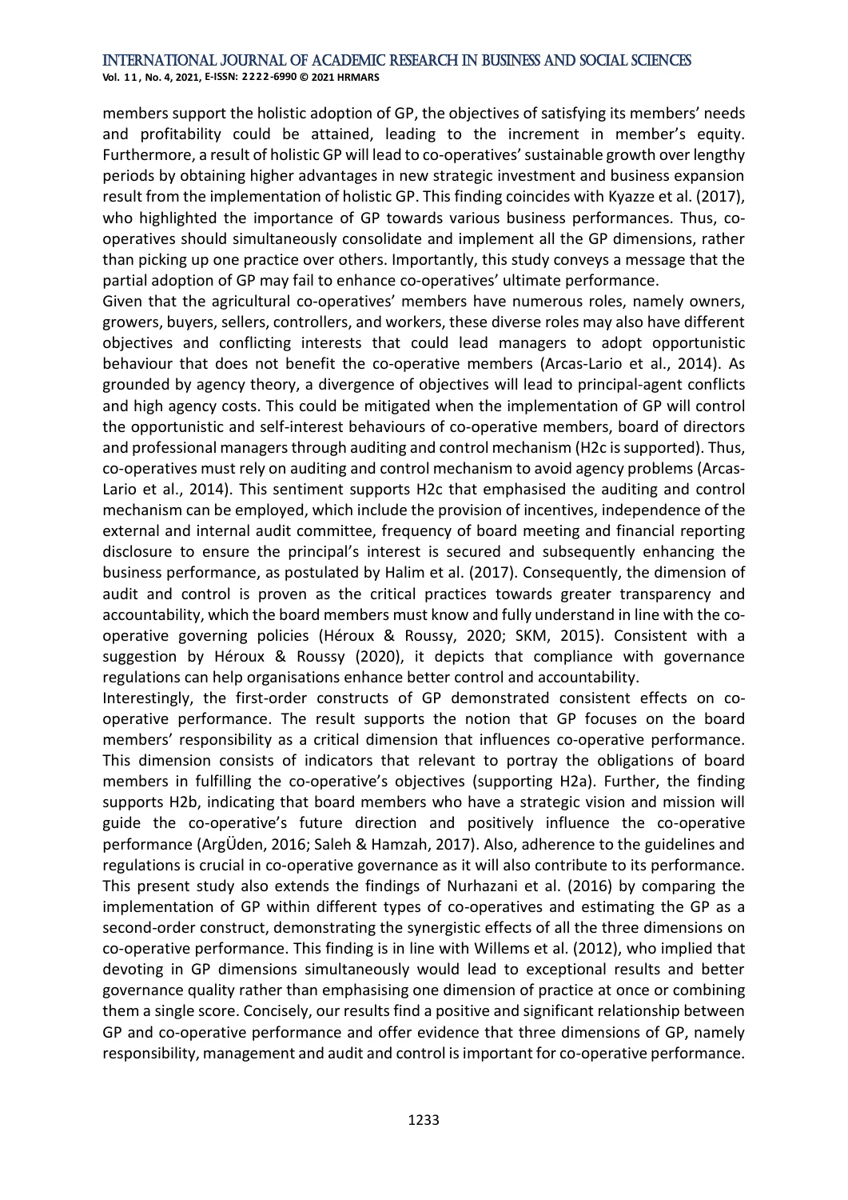members support the holistic adoption of GP, the objectives of satisfying its members' needs and profitability could be attained, leading to the increment in member's equity. Furthermore, a result of holistic GP will lead to co-operatives' sustainable growth over lengthy periods by obtaining higher advantages in new strategic investment and business expansion result from the implementation of holistic GP. This finding coincides with Kyazze et al. (2017), who highlighted the importance of GP towards various business performances. Thus, co-operatives should simultaneously consolidate and implement all the GP dimensions, rather than picking up one practice over others. Importantly, this study conveys a message that the partial adoption of GP may fail to enhance co-operatives' ultimate performance.

Given that the agricultural co-operatives' members have numerous roles, namely owners, growers, buyers, sellers, controllers, and workers, these diverse roles may also have different objectives and conflicting interests that could lead managers to adopt opportunistic behaviour that does not benefit the co-operative members (Arcas-Lario et al., 2014). As grounded by agency theory, a divergence of objectives will lead to principal-agent conflicts and high agency costs. This could be mitigated when the implementation of GP will control the opportunistic and self-interest behaviours of co-operative members, board of directors and professional managers through auditing and control mechanism (H2c is supported). Thus, co-operatives must rely on auditing and control mechanism to avoid agency problems (Arcas-Lario et al., 2014). This sentiment supports H2c that emphasised the auditing and control mechanism can be employed, which include the provision of incentives, independence of the external and internal audit committee, frequency of board meeting and financial reporting disclosure to ensure the principal's interest is secured and subsequently enhancing the business performance, as postulated by Halim et al. (2017). Consequently, the dimension of audit and control is proven as the critical practices towards greater transparency and accountability, which the board members must know and fully understand in line with the co-operative governing policies (Héroux & Roussy, 2020; SKM, 2015). Consistent with a suggestion by Héroux & Roussy (2020), it depicts that compliance with governance regulations can help organisations enhance better control and accountability.

Interestingly, the first-order constructs of GP demonstrated consistent effects on co-operative performance. The result supports the notion that GP focuses on the board members' responsibility as a critical dimension that influences co-operative performance. This dimension consists of indicators that relevant to portray the obligations of board members in fulfilling the co-operative's objectives (supporting H2a). Further, the finding supports H2b, indicating that board members who have a strategic vision and mission will guide the co-operative's future direction and positively influence the co-operative performance (ArgÜden, 2016; Saleh & Hamzah, 2017). Also, adherence to the guidelines and regulations is crucial in co-operative governance as it will also contribute to its performance. This present study also extends the findings of Nurhazani et al. (2016) by comparing the implementation of GP within different types of co-operatives and estimating the GP as a second-order construct, demonstrating the synergistic effects of all the three dimensions on co-operative performance. This finding is in line with Willems et al. (2012), who implied that devoting in GP dimensions simultaneously would lead to exceptional results and better governance quality rather than emphasising one dimension of practice at once or combining them a single score. Concisely, our results find a positive and significant relationship between GP and co-operative performance and offer evidence that three dimensions of GP, namely responsibility, management and audit and control is important for co-operative performance.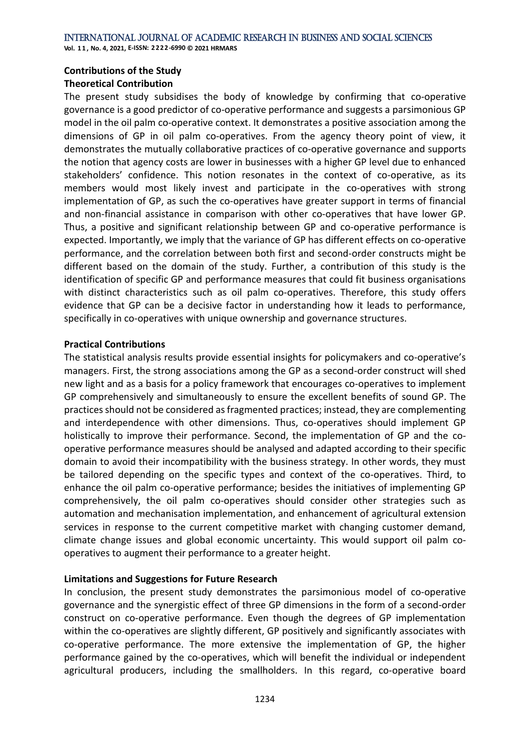## Contributions of the Study

### Theoretical Contribution

The present study subsidises the body of knowledge by confirming that co-operative governance is a good predictor of co-operative performance and suggests a parsimonious GP model in the oil palm co-operative context. It demonstrates a positive association among the dimensions of GP in oil palm co-operatives. From the agency theory point of view, it demonstrates the mutually collaborative practices of co-operative governance and supports the notion that agency costs are lower in businesses with a higher GP level due to enhanced stakeholders' confidence. This notion resonates in the context of co-operative, as its members would most likely invest and participate in the co-operatives with strong implementation of GP, as such the co-operatives have greater support in terms of financial and non-financial assistance in comparison with other co-operatives that have lower GP. Thus, a positive and significant relationship between GP and co-operative performance is expected. Importantly, we imply that the variance of GP has different effects on co-operative performance, and the correlation between both first and second-order constructs might be different based on the domain of the study. Further, a contribution of this study is the identification of specific GP and performance measures that could fit business organisations with distinct characteristics such as oil palm co-operatives. Therefore, this study offers evidence that GP can be a decisive factor in understanding how it leads to performance, specifically in co-operatives with unique ownership and governance structures.

### Practical Contributions

The statistical analysis results provide essential insights for policymakers and co-operative's managers. First, the strong associations among the GP as a second-order construct will shed new light and as a basis for a policy framework that encourages co-operatives to implement GP comprehensively and simultaneously to ensure the excellent benefits of sound GP. The practices should not be considered as fragmented practices; instead, they are complementing and interdependence with other dimensions. Thus, co-operatives should implement GP holistically to improve their performance. Second, the implementation of GP and the co-operative performance measures should be analysed and adapted according to their specific domain to avoid their incompatibility with the business strategy. In other words, they must be tailored depending on the specific types and context of the co-operatives. Third, to enhance the oil palm co-operative performance; besides the initiatives of implementing GP comprehensively, the oil palm co-operatives should consider other strategies such as automation and mechanisation implementation, and enhancement of agricultural extension services in response to the current competitive market with changing customer demand, climate change issues and global economic uncertainty. This would support oil palm co-operatives to augment their performance to a greater height.

### Limitations and Suggestions for Future Research

In conclusion, the present study demonstrates the parsimonious model of co-operative governance and the synergistic effect of three GP dimensions in the form of a second-order construct on co-operative performance. Even though the degrees of GP implementation within the co-operatives are slightly different, GP positively and significantly associates with co-operative performance. The more extensive the implementation of GP, the higher performance gained by the co-operatives, which will benefit the individual or independent agricultural producers, including the smallholders. In this regard, co-operative board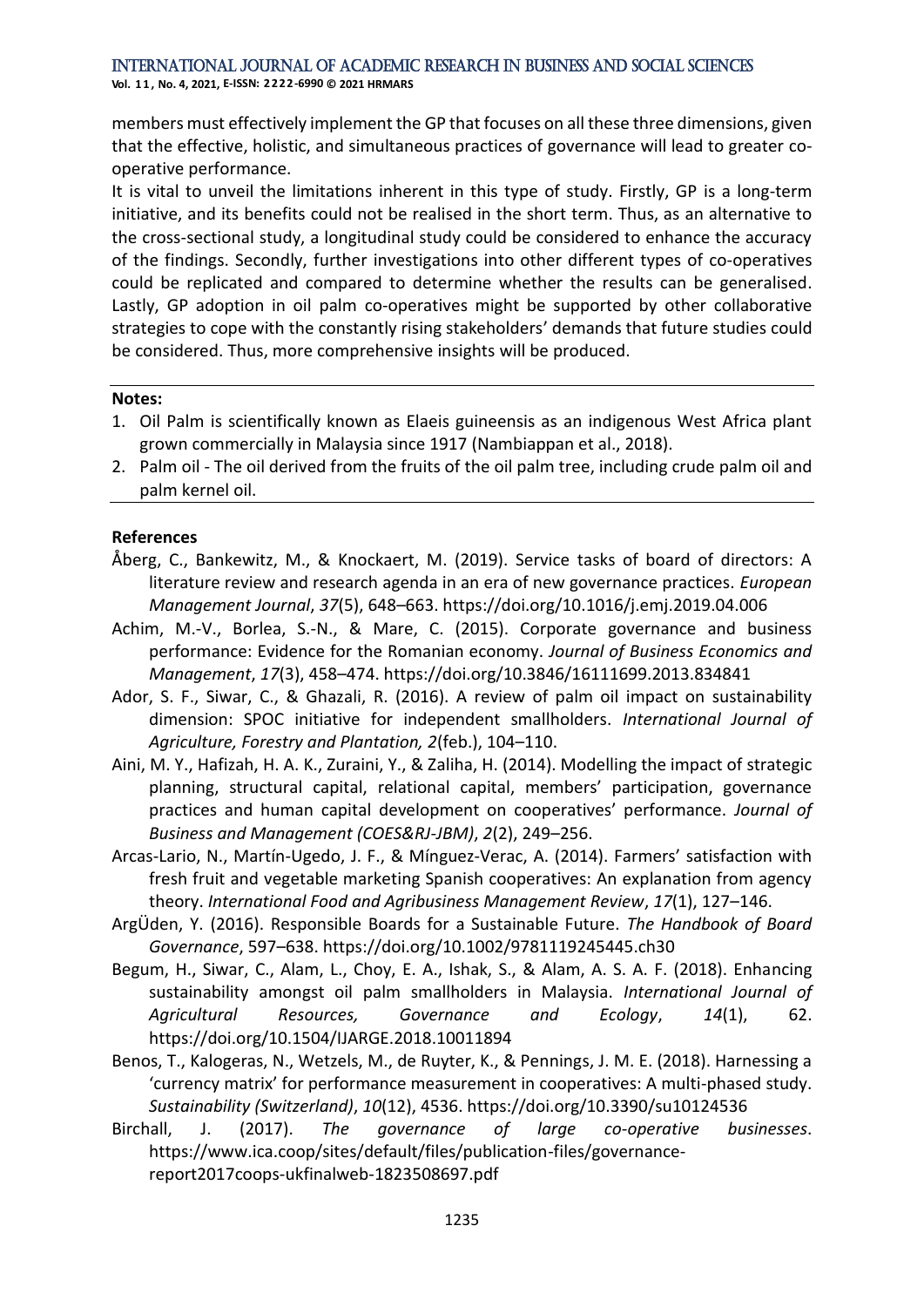members must effectively implement the GP that focuses on all these three dimensions, given that the effective, holistic, and simultaneous practices of governance will lead to greater co-operative performance.

It is vital to unveil the limitations inherent in this type of study. Firstly, GP is a long-term initiative, and its benefits could not be realised in the short term. Thus, as an alternative to the cross-sectional study, a longitudinal study could be considered to enhance the accuracy of the findings. Secondly, further investigations into other different types of co-operatives could be replicated and compared to determine whether the results can be generalised. Lastly, GP adoption in oil palm co-operatives might be supported by other collaborative strategies to cope with the constantly rising stakeholders' demands that future studies could be considered. Thus, more comprehensive insights will be produced.

**Notes:**

1. Oil Palm is scientifically known as Elaeis guineensis as an indigenous West Africa plant grown commercially in Malaysia since 1917 (Nambiappan et al., 2018).
2. Palm oil - The oil derived from the fruits of the oil palm tree, including crude palm oil and palm kernel oil.

**References**

Åberg, C., Bankewitz, M., & Knockaert, M. (2019). Service tasks of board of directors: A literature review and research agenda in an era of new governance practices. *European Management Journal*, *37*(5), 648–663. https://doi.org/10.1016/j.emj.2019.04.006

Achim, M.-V., Borlea, S.-N., & Mare, C. (2015). Corporate governance and business performance: Evidence for the Romanian economy. *Journal of Business Economics and Management*, *17*(3), 458–474. https://doi.org/10.3846/16111699.2013.834841

Ador, S. F., Siwar, C., & Ghazali, R. (2016). A review of palm oil impact on sustainability dimension: SPOC initiative for independent smallholders. *International Journal of Agriculture, Forestry and Plantation, 2*(feb.), 104–110.

Aini, M. Y., Hafizah, H. A. K., Zuraini, Y., & Zaliha, H. (2014). Modelling the impact of strategic planning, structural capital, relational capital, members' participation, governance practices and human capital development on cooperatives' performance. *Journal of Business and Management (COES&RJ-JBM)*, *2*(2), 249–256.

Arcas-Lario, N., Martín-Ugedo, J. F., & Mínguez-Verac, A. (2014). Farmers' satisfaction with fresh fruit and vegetable marketing Spanish cooperatives: An explanation from agency theory. *International Food and Agribusiness Management Review*, *17*(1), 127–146.

ArgÜden, Y. (2016). Responsible Boards for a Sustainable Future. *The Handbook of Board Governance*, 597–638. https://doi.org/10.1002/9781119245445.ch30

Begum, H., Siwar, C., Alam, L., Choy, E. A., Ishak, S., & Alam, A. S. A. F. (2018). Enhancing sustainability amongst oil palm smallholders in Malaysia. *International Journal of Agricultural Resources, Governance and Ecology*, *14*(1), 62. https://doi.org/10.1504/IJARGE.2018.10011894

Benos, T., Kalogeras, N., Wetzels, M., de Ruyter, K., & Pennings, J. M. E. (2018). Harnessing a 'currency matrix' for performance measurement in cooperatives: A multi-phased study. *Sustainability (Switzerland)*, *10*(12), 4536. https://doi.org/10.3390/su10124536

Birchall, J. (2017). *The governance of large co-operative businesses*. https://www.ica.coop/sites/default/files/publication-files/governance-report2017coops-ukfinalweb-1823508697.pdf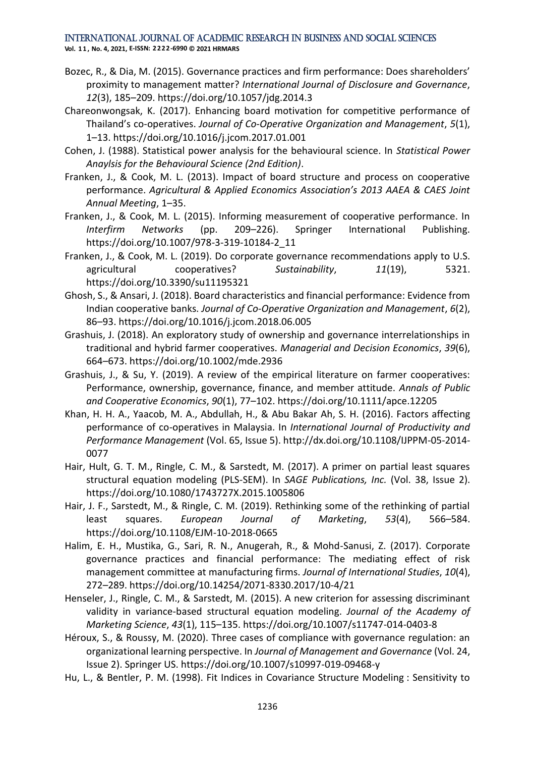Bozec, R., & Dia, M. (2015). Governance practices and firm performance: Does shareholders' proximity to management matter? *International Journal of Disclosure and Governance*, *12*(3), 185–209. https://doi.org/10.1057/jdg.2014.3

Chareonwongsak, K. (2017). Enhancing board motivation for competitive performance of Thailand's co-operatives. *Journal of Co-Operative Organization and Management*, *5*(1), 1–13. https://doi.org/10.1016/j.jcom.2017.01.001

Cohen, J. (1988). Statistical power analysis for the behavioural science. In *Statistical Power Anaylsis for the Behavioural Science (2nd Edition)*.

Franken, J., & Cook, M. L. (2013). Impact of board structure and process on cooperative performance. *Agricultural & Applied Economics Association's 2013 AAEA & CAES Joint Annual Meeting*, 1–35.

Franken, J., & Cook, M. L. (2015). Informing measurement of cooperative performance. In *Interfirm Networks* (pp. 209–226). Springer International Publishing. https://doi.org/10.1007/978-3-319-10184-2_11

Franken, J., & Cook, M. L. (2019). Do corporate governance recommendations apply to U.S. agricultural cooperatives? *Sustainability*, *11*(19), 5321. https://doi.org/10.3390/su11195321

Ghosh, S., & Ansari, J. (2018). Board characteristics and financial performance: Evidence from Indian cooperative banks. *Journal of Co-Operative Organization and Management*, *6*(2), 86–93. https://doi.org/10.1016/j.jcom.2018.06.005

Grashuis, J. (2018). An exploratory study of ownership and governance interrelationships in traditional and hybrid farmer cooperatives. *Managerial and Decision Economics*, *39*(6), 664–673. https://doi.org/10.1002/mde.2936

Grashuis, J., & Su, Y. (2019). A review of the empirical literature on farmer cooperatives: Performance, ownership, governance, finance, and member attitude. *Annals of Public and Cooperative Economics*, *90*(1), 77–102. https://doi.org/10.1111/apce.12205

Khan, H. H. A., Yaacob, M. A., Abdullah, H., & Abu Bakar Ah, S. H. (2016). Factors affecting performance of co-operatives in Malaysia. In *International Journal of Productivity and Performance Management* (Vol. 65, Issue 5). http://dx.doi.org/10.1108/IJPPM-05-2014-0077

Hair, Hult, G. T. M., Ringle, C. M., & Sarstedt, M. (2017). A primer on partial least squares structural equation modeling (PLS-SEM). In *SAGE Publications, Inc.* (Vol. 38, Issue 2). https://doi.org/10.1080/1743727X.2015.1005806

Hair, J. F., Sarstedt, M., & Ringle, C. M. (2019). Rethinking some of the rethinking of partial least squares. *European Journal of Marketing*, *53*(4), 566–584. https://doi.org/10.1108/EJM-10-2018-0665

Halim, E. H., Mustika, G., Sari, R. N., Anugerah, R., & Mohd-Sanusi, Z. (2017). Corporate governance practices and financial performance: The mediating effect of risk management committee at manufacturing firms. *Journal of International Studies*, *10*(4), 272–289. https://doi.org/10.14254/2071-8330.2017/10-4/21

Henseler, J., Ringle, C. M., & Sarstedt, M. (2015). A new criterion for assessing discriminant validity in variance-based structural equation modeling. *Journal of the Academy of Marketing Science*, *43*(1), 115–135. https://doi.org/10.1007/s11747-014-0403-8

Héroux, S., & Roussy, M. (2020). Three cases of compliance with governance regulation: an organizational learning perspective. In *Journal of Management and Governance* (Vol. 24, Issue 2). Springer US. https://doi.org/10.1007/s10997-019-09468-y

Hu, L., & Bentler, P. M. (1998). Fit Indices in Covariance Structure Modeling : Sensitivity to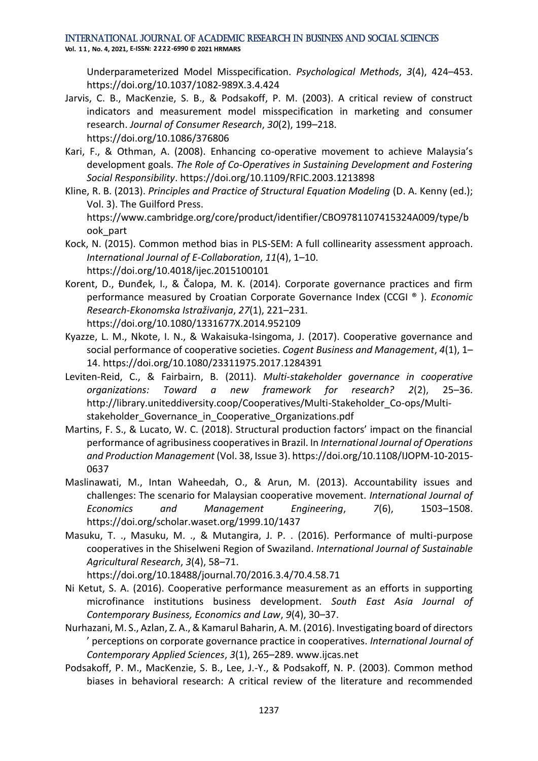Underparameterized Model Misspecification. *Psychological Methods*, *3*(4), 424–453. https://doi.org/10.1037/1082-989X.3.4.424

Jarvis, C. B., MacKenzie, S. B., & Podsakoff, P. M. (2003). A critical review of construct indicators and measurement model misspecification in marketing and consumer research. *Journal of Consumer Research*, *30*(2), 199–218. https://doi.org/10.1086/376806

Kari, F., & Othman, A. (2008). Enhancing co-operative movement to achieve Malaysia's development goals. *The Role of Co-Operatives in Sustaining Development and Fostering Social Responsibility*. https://doi.org/10.1109/RFIC.2003.1213898

Kline, R. B. (2013). *Principles and Practice of Structural Equation Modeling* (D. A. Kenny (ed.); Vol. 3). The Guilford Press. https://www.cambridge.org/core/product/identifier/CBO9781107415324A009/type/book_part

Kock, N. (2015). Common method bias in PLS-SEM: A full collinearity assessment approach. *International Journal of E-Collaboration*, *11*(4), 1–10. https://doi.org/10.4018/ijec.2015100101

Korent, D., Đunđek, I., & Čalopa, M. K. (2014). Corporate governance practices and firm performance measured by Croatian Corporate Governance Index (CCGI ® ). *Economic Research-Ekonomska Istraživanja*, *27*(1), 221–231. https://doi.org/10.1080/1331677X.2014.952109

Kyazze, L. M., Nkote, I. N., & Wakaisuka-Isingoma, J. (2017). Cooperative governance and social performance of cooperative societies. *Cogent Business and Management*, *4*(1), 1–14. https://doi.org/10.1080/23311975.2017.1284391

Leviten-Reid, C., & Fairbairn, B. (2011). *Multi-stakeholder governance in cooperative organizations: Toward a new framework for research? 2*(2), 25–36. http://library.uniteddiversity.coop/Cooperatives/Multi-Stakeholder_Co-ops/Multi-stakeholder_Governance_in_Cooperative_Organizations.pdf

Martins, F. S., & Lucato, W. C. (2018). Structural production factors' impact on the financial performance of agribusiness cooperatives in Brazil. In *International Journal of Operations and Production Management* (Vol. 38, Issue 3). https://doi.org/10.1108/IJOPM-10-2015-0637

Maslinawati, M., Intan Waheedah, O., & Arun, M. (2013). Accountability issues and challenges: The scenario for Malaysian cooperative movement. *International Journal of Economics and Management Engineering*, *7*(6), 1503–1508. https://doi.org/scholar.waset.org/1999.10/1437

Masuku, T. ., Masuku, M. ., & Mutangira, J. P. . (2016). Performance of multi-purpose cooperatives in the Shiselweni Region of Swaziland. *International Journal of Sustainable Agricultural Research*, *3*(4), 58–71. https://doi.org/10.18488/journal.70/2016.3.4/70.4.58.71

Ni Ketut, S. A. (2016). Cooperative performance measurement as an efforts in supporting microfinance institutions business development. *South East Asia Journal of Contemporary Business, Economics and Law*, *9*(4), 30–37.

Nurhazani, M. S., Azlan, Z. A., & Kamarul Baharin, A. M. (2016). Investigating board of directors ' perceptions on corporate governance practice in cooperatives. *International Journal of Contemporary Applied Sciences*, *3*(1), 265–289. www.ijcas.net

Podsakoff, P. M., MacKenzie, S. B., Lee, J.-Y., & Podsakoff, N. P. (2003). Common method biases in behavioral research: A critical review of the literature and recommended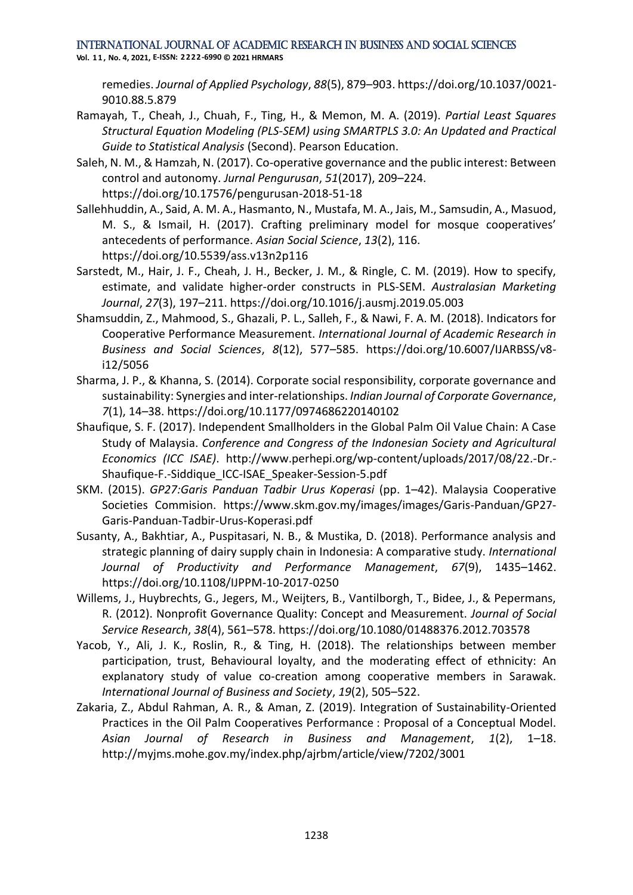remedies. *Journal of Applied Psychology*, *88*(5), 879–903. https://doi.org/10.1037/0021-9010.88.5.879

Ramayah, T., Cheah, J., Chuah, F., Ting, H., & Memon, M. A. (2019). *Partial Least Squares Structural Equation Modeling (PLS-SEM) using SMARTPLS 3.0: An Updated and Practical Guide to Statistical Analysis* (Second). Pearson Education.

Saleh, N. M., & Hamzah, N. (2017). Co-operative governance and the public interest: Between control and autonomy. *Jurnal Pengurusan*, *51*(2017), 209–224. https://doi.org/10.17576/pengurusan-2018-51-18

Sallehhuddin, A., Said, A. M. A., Hasmanto, N., Mustafa, M. A., Jais, M., Samsudin, A., Masuod, M. S., & Ismail, H. (2017). Crafting preliminary model for mosque cooperatives' antecedents of performance. *Asian Social Science*, *13*(2), 116. https://doi.org/10.5539/ass.v13n2p116

Sarstedt, M., Hair, J. F., Cheah, J. H., Becker, J. M., & Ringle, C. M. (2019). How to specify, estimate, and validate higher-order constructs in PLS-SEM. *Australasian Marketing Journal*, *27*(3), 197–211. https://doi.org/10.1016/j.ausmj.2019.05.003

Shamsuddin, Z., Mahmood, S., Ghazali, P. L., Salleh, F., & Nawi, F. A. M. (2018). Indicators for Cooperative Performance Measurement. *International Journal of Academic Research in Business and Social Sciences*, *8*(12), 577–585. https://doi.org/10.6007/IJARBSS/v8-i12/5056

Sharma, J. P., & Khanna, S. (2014). Corporate social responsibility, corporate governance and sustainability: Synergies and inter-relationships. *Indian Journal of Corporate Governance*, *7*(1), 14–38. https://doi.org/10.1177/0974686220140102

Shaufique, S. F. (2017). Independent Smallholders in the Global Palm Oil Value Chain: A Case Study of Malaysia. *Conference and Congress of the Indonesian Society and Agricultural Economics (ICC ISAE)*. http://www.perhepi.org/wp-content/uploads/2017/08/22.-Dr.-Shaufique-F.-Siddique_ICC-ISAE_Speaker-Session-5.pdf

SKM. (2015). *GP27:Garis Panduan Tadbir Urus Koperasi* (pp. 1–42). Malaysia Cooperative Societies Commision. https://www.skm.gov.my/images/images/Garis-Panduan/GP27-Garis-Panduan-Tadbir-Urus-Koperasi.pdf

Susanty, A., Bakhtiar, A., Puspitasari, N. B., & Mustika, D. (2018). Performance analysis and strategic planning of dairy supply chain in Indonesia: A comparative study. *International Journal of Productivity and Performance Management*, *67*(9), 1435–1462. https://doi.org/10.1108/IJPPM-10-2017-0250

Willems, J., Huybrechts, G., Jegers, M., Weijters, B., Vantilborgh, T., Bidee, J., & Pepermans, R. (2012). Nonprofit Governance Quality: Concept and Measurement. *Journal of Social Service Research*, *38*(4), 561–578. https://doi.org/10.1080/01488376.2012.703578

Yacob, Y., Ali, J. K., Roslin, R., & Ting, H. (2018). The relationships between member participation, trust, Behavioural loyalty, and the moderating effect of ethnicity: An explanatory study of value co-creation among cooperative members in Sarawak. *International Journal of Business and Society*, *19*(2), 505–522.

Zakaria, Z., Abdul Rahman, A. R., & Aman, Z. (2019). Integration of Sustainability-Oriented Practices in the Oil Palm Cooperatives Performance : Proposal of a Conceptual Model. *Asian Journal of Research in Business and Management*, *1*(2), 1–18. http://myjms.mohe.gov.my/index.php/ajrbm/article/view/7202/3001